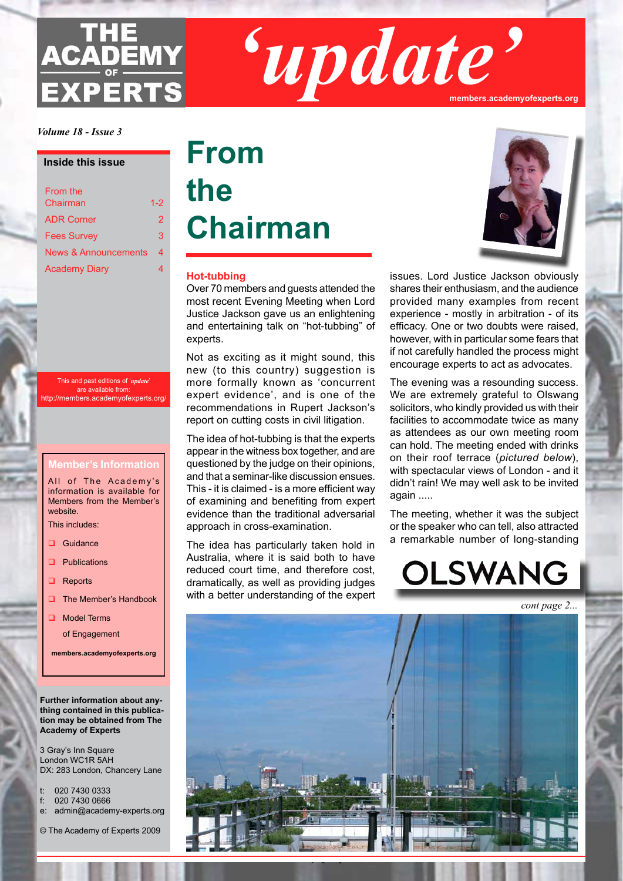# THE ACADEMY OF EXPERTS 'update'

members.academyofexperts.org

*Volume 18 - Issue 3*

**Inside this issue**

- From the Chairman 1-2
- ADR Corner 2
- Fees Survey 3
- News & Announcements 4
- Academy Diary 4

This and past editions of '*update*' are available from: http://members.academyofexperts.org/

**Member's Information**

All of The Academy's information is available for Members from the Member's website.

This includes:

- Guidance
- Publications
- Reports
- The Member's Handbook
- Model Terms of Engagement

**members.academyofexperts.org**

**Further information about anything contained in this publication may be obtained from The Academy of Experts**

3 Gray's Inn Square
London WC1R 5AH
DX: 283 London, Chancery Lane

t: 020 7430 0333
f: 020 7430 0666
e: admin@academy-experts.org

© The Academy of Experts 2009

# From the Chairman

## Hot-tubbing

Over 70 members and guests attended the most recent Evening Meeting when Lord Justice Jackson gave us an enlightening and entertaining talk on "hot-tubbing" of experts.

Not as exciting as it might sound, this new (to this country) suggestion is more formally known as 'concurrent expert evidence', and is one of the recommendations in Rupert Jackson's report on cutting costs in civil litigation.

The idea of hot-tubbing is that the experts appear in the witness box together, and are questioned by the judge on their opinions, and that a seminar-like discussion ensues. This - it is claimed - is a more efficient way of examining and benefiting from expert evidence than the traditional adversarial approach in cross-examination.

The idea has particularly taken hold in Australia, where it is said both to have reduced court time, and therefore cost, dramatically, as well as providing judges with a better understanding of the expert issues. Lord Justice Jackson obviously shares their enthusiasm, and the audience provided many examples from recent experience - mostly in arbitration - of its efficacy. One or two doubts were raised, however, with in particular some fears that if not carefully handled the process might encourage experts to act as advocates.

The evening was a resounding success. We are extremely grateful to Olswang solicitors, who kindly provided us with their facilities to accommodate twice as many as attendees as our own meeting room can hold. The meeting ended with drinks on their roof terrace (*pictured below*), with spectacular views of London - and it didn't rain! We may well ask to be invited again .....

The meeting, whether it was the subject or the speaker who can tell, also attracted a remarkable number of long-standing

OLSWANG

*cont page 2...*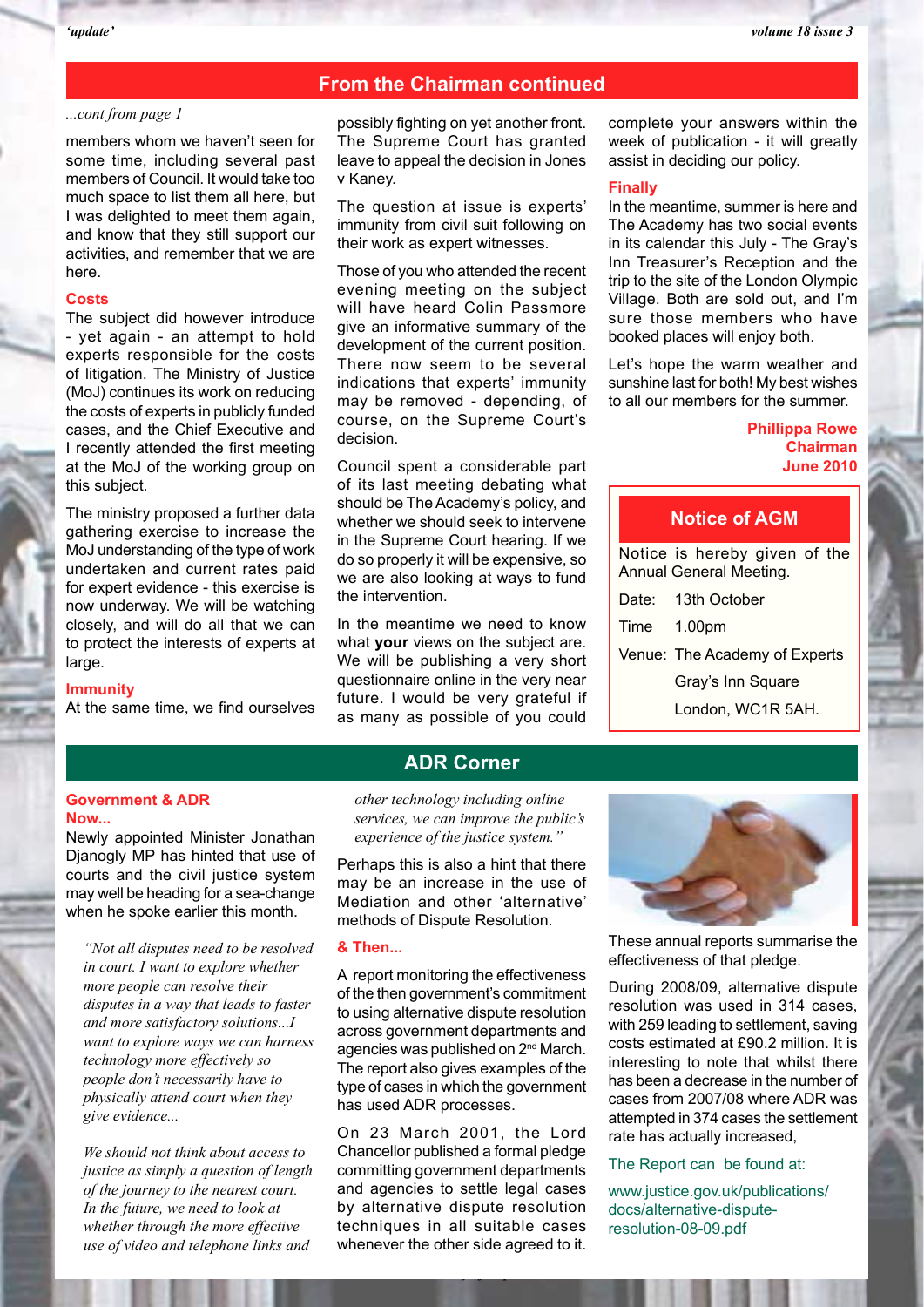## From the Chairman continued

*...cont from page 1*

members whom we haven't seen for some time, including several past members of Council. It would take too much space to list them all here, but I was delighted to meet them again, and know that they still support our activities, and remember that we are here.

### Costs

The subject did however introduce - yet again - an attempt to hold experts responsible for the costs of litigation. The Ministry of Justice (MoJ) continues its work on reducing the costs of experts in publicly funded cases, and the Chief Executive and I recently attended the first meeting at the MoJ of the working group on this subject.

The ministry proposed a further data gathering exercise to increase the MoJ understanding of the type of work undertaken and current rates paid for expert evidence - this exercise is now underway. We will be watching closely, and will do all that we can to protect the interests of experts at large.

### Immunity

At the same time, we find ourselves possibly fighting on yet another front. The Supreme Court has granted leave to appeal the decision in Jones v Kaney.

The question at issue is experts' immunity from civil suit following on their work as expert witnesses.

Those of you who attended the recent evening meeting on the subject will have heard Colin Passmore give an informative summary of the development of the current position. There now seem to be several indications that experts' immunity may be removed - depending, of course, on the Supreme Court's decision.

Council spent a considerable part of its last meeting debating what should be The Academy's policy, and whether we should seek to intervene in the Supreme Court hearing. If we do so properly it will be expensive, so we are also looking at ways to fund the intervention.

In the meantime we need to know what **your** views on the subject are. We will be publishing a very short questionnaire online in the very near future. I would be very grateful if as many as possible of you could complete your answers within the week of publication - it will greatly assist in deciding our policy.

### Finally

In the meantime, summer is here and The Academy has two social events in its calendar this July - The Gray's Inn Treasurer's Reception and the trip to the site of the London Olympic Village. Both are sold out, and I'm sure those members who have booked places will enjoy both.

Let's hope the warm weather and sunshine last for both! My best wishes to all our members for the summer.

**Phillippa Rowe**
**Chairman**
**June 2010**

### Notice of AGM

Notice is hereby given of the Annual General Meeting.

Date: 13th October

Time 1.00pm

Venue: The Academy of Experts
Gray's Inn Square
London, WC1R 5AH.

## ADR Corner

### Government & ADR Now...

Newly appointed Minister Jonathan Djanogly MP has hinted that use of courts and the civil justice system may well be heading for a sea-change when he spoke earlier this month.

*"Not all disputes need to be resolved in court. I want to explore whether more people can resolve their disputes in a way that leads to faster and more satisfactory solutions...I want to explore ways we can harness technology more effectively so people don't necessarily have to physically attend court when they give evidence...*

*We should not think about access to justice as simply a question of length of the journey to the nearest court. In the future, we need to look at whether through the more effective use of video and telephone links and other technology including online services, we can improve the public's experience of the justice system."*

Perhaps this is also a hint that there may be an increase in the use of Mediation and other 'alternative' methods of Dispute Resolution.

### & Then...

A report monitoring the effectiveness of the then government's commitment to using alternative dispute resolution across government departments and agencies was published on 2nd March. The report also gives examples of the type of cases in which the government has used ADR processes.

On 23 March 2001, the Lord Chancellor published a formal pledge committing government departments and agencies to settle legal cases by alternative dispute resolution techniques in all suitable cases whenever the other side agreed to it.

These annual reports summarise the effectiveness of that pledge.

During 2008/09, alternative dispute resolution was used in 314 cases, with 259 leading to settlement, saving costs estimated at £90.2 million. It is interesting to note that whilst there has been a decrease in the number of cases from 2007/08 where ADR was attempted in 374 cases the settlement rate has actually increased,

The Report can be found at:

www.justice.gov.uk/publications/docs/alternative-dispute-resolution-08-09.pdf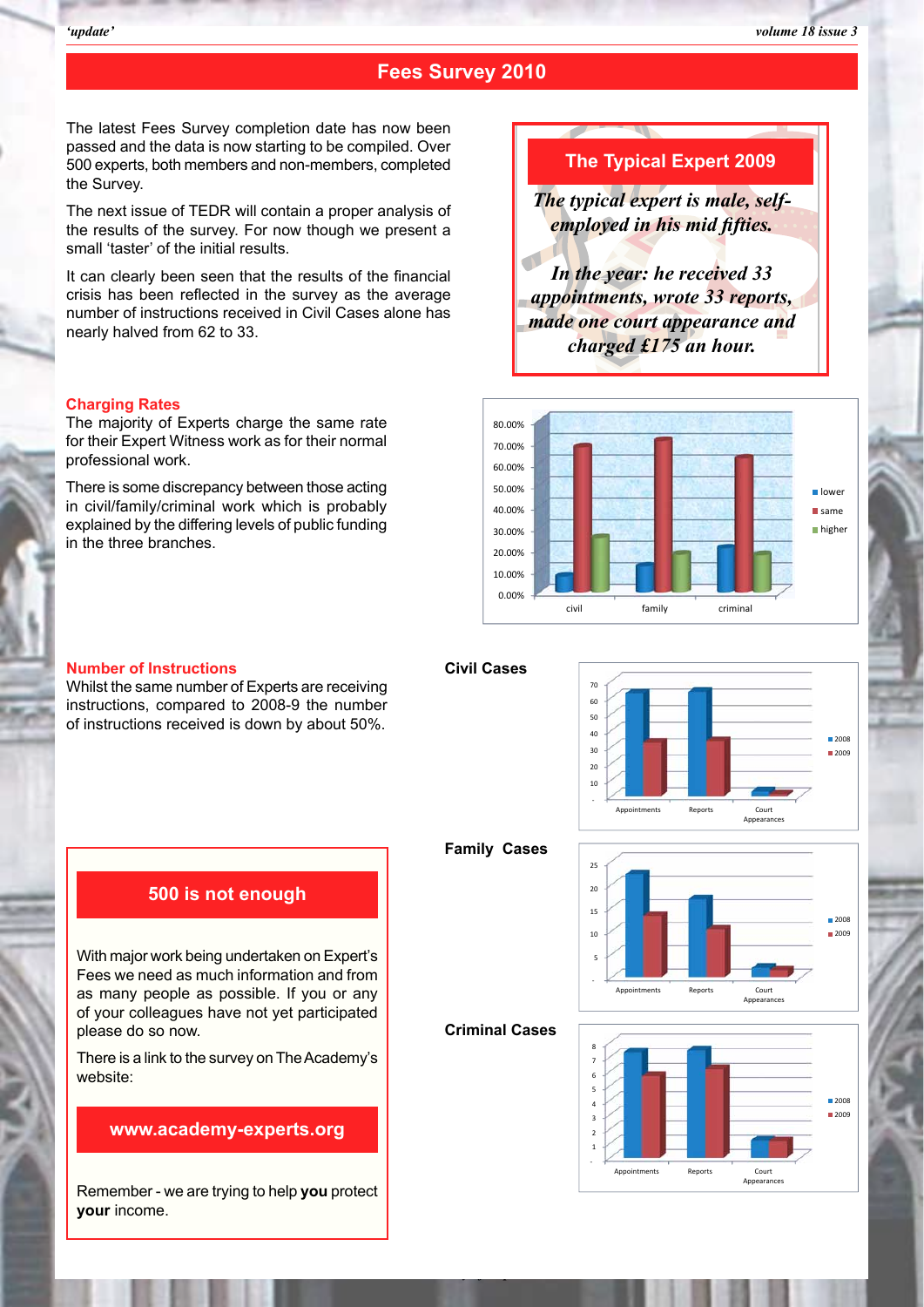# Fees Survey 2010

The latest Fees Survey completion date has now been passed and the data is now starting to be compiled. Over 500 experts, both members and non-members, completed the Survey.

The next issue of TEDR will contain a proper analysis of the results of the survey. For now though we present a small 'taster' of the initial results.

It can clearly been seen that the results of the financial crisis has been reflected in the survey as the average number of instructions received in Civil Cases alone has nearly halved from 62 to 33.

## The Typical Expert 2009

***The typical expert is male, self-employed in his mid fifties.***

***In the year: he received 33 appointments, wrote 33 reports, made one court appearance and charged £175 an hour.***

### Charging Rates

The majority of Experts charge the same rate for their Expert Witness work as for their normal professional work.

There is some discrepancy between those acting in civil/family/criminal work which is probably explained by the differing levels of public funding in the three branches.

### Number of Instructions

Whilst the same number of Experts are receiving instructions, compared to 2008-9 the number of instructions received is down by about 50%.

**Civil Cases**

**Family Cases**

**Criminal Cases**

## 500 is not enough

With major work being undertaken on Expert's Fees we need as much information and from as many people as possible. If you or any of your colleagues have not yet participated please do so now.

There is a link to the survey on The Academy's website:

**www.academy-experts.org**

Remember - we are trying to help **you** protect **your** income.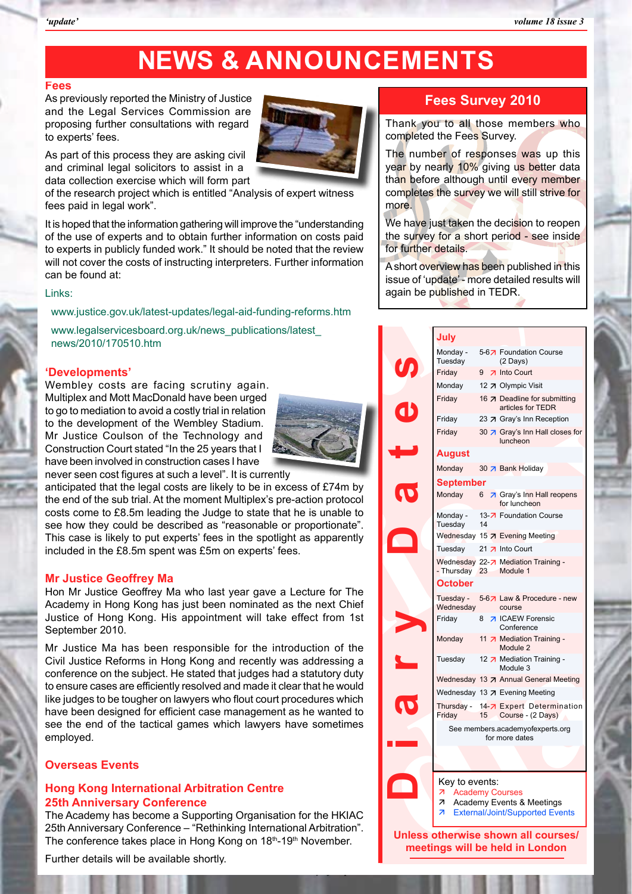# NEWS & ANNOUNCEMENTS

## Fees

As previously reported the Ministry of Justice and the Legal Services Commission are proposing further consultations with regard to experts' fees.

As part of this process they are asking civil and criminal legal solicitors to assist in a data collection exercise which will form part of the research project which is entitled "Analysis of expert witness fees paid in legal work".

It is hoped that the information gathering will improve the "understanding of the use of experts and to obtain further information on costs paid to experts in publicly funded work." It should be noted that the review will not cover the costs of instructing interpreters. Further information can be found at:

Links:

www.justice.gov.uk/latest-updates/legal-aid-funding-reforms.htm

www.legalservicesboard.org.uk/news_publications/latest_news/2010/170510.htm

## 'Developments'

Wembley costs are facing scrutiny again. Multiplex and Mott MacDonald have been urged to go to mediation to avoid a costly trial in relation to the development of the Wembley Stadium. Mr Justice Coulson of the Technology and Construction Court stated "In the 25 years that I have been involved in construction cases I have never seen cost figures at such a level". It is currently anticipated that the legal costs are likely to be in excess of £74m by the end of the sub trial. At the moment Multiplex's pre-action protocol costs come to £8.5m leading the Judge to state that he is unable to see how they could be described as "reasonable or proportionate". This case is likely to put experts' fees in the spotlight as apparently included in the £8.5m spent was £5m on experts' fees.

## Mr Justice Geoffrey Ma

Hon Mr Justice Geoffrey Ma who last year gave a Lecture for The Academy in Hong Kong has just been nominated as the next Chief Justice of Hong Kong. His appointment will take effect from 1st September 2010.

Mr Justice Ma has been responsible for the introduction of the Civil Justice Reforms in Hong Kong and recently was addressing a conference on the subject. He stated that judges had a statutory duty to ensure cases are efficiently resolved and made it clear that he would like judges to be tougher on lawyers who flout court procedures which have been designed for efficient case management as he wanted to see the end of the tactical games which lawyers have sometimes employed.

## Overseas Events

### Hong Kong International Arbitration Centre 25th Anniversary Conference

The Academy has become a Supporting Organisation for the HKIAC 25th Anniversary Conference – "Rethinking International Arbitration". The conference takes place in Hong Kong on 18th-19th November.

Further details will be available shortly.

## Fees Survey 2010

Thank you to all those members who completed the Fees Survey.

The number of responses was up this year by nearly 10% giving us better data than before although until every member completes the survey we will still strive for more.

We have just taken the decision to reopen the survey for a short period - see inside for further details.

A short overview has been published in this issue of 'update' - more detailed results will again be published in TEDR.

## Diary Dates

| | | |
|---|---|---|
| **July** | | |
| Monday - Tuesday | 5-6 | Foundation Course (2 Days) |
| Friday | 9 | Into Court |
| Monday | 12 | Olympic Visit |
| Friday | 16 | Deadline for submitting articles for TEDR |
| Friday | 23 | Gray's Inn Reception |
| Friday | 30 | Gray's Inn Hall closes for luncheon |
| **August** | | |
| Monday | 30 | Bank Holiday |
| **September** | | |
| Monday | 6 | Gray's Inn Hall reopens for luncheon |
| Monday - Tuesday | 13-14 | Foundation Course |
| Wednesday | 15 | Evening Meeting |
| Tuesday | 21 | Into Court |
| Wednesday - Thursday | 22-23 | Mediation Training - Module 1 |
| **October** | | |
| Tuesday - Wednesday | 5-6 | Law & Procedure - new course |
| Friday | 8 | ICAEW Forensic Conference |
| Monday | 11 | Mediation Training - Module 2 |
| Tuesday | 12 | Mediation Training - Module 3 |
| Wednesday | 13 | Annual General Meeting |
| Wednesday | 13 | Evening Meeting |
| Thursday - Friday | 14-15 | Expert Determination Course - (2 Days) |

See members.academyofexperts.org for more dates

Key to events:
- Academy Courses
- Academy Events & Meetings
- External/Supported Events

**Unless otherwise shown all courses/meetings will be held in London**